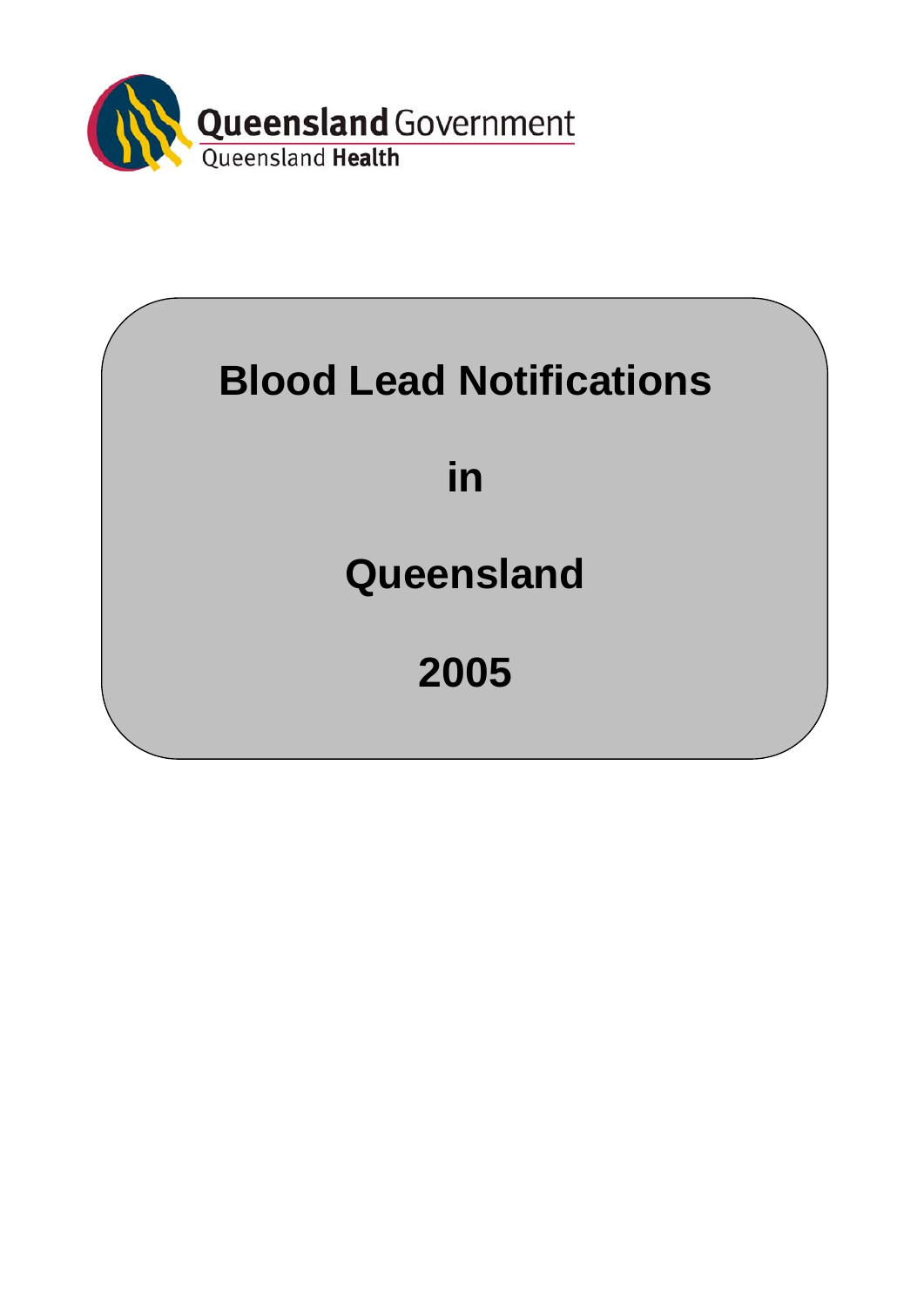Queensland Government

Queensland Health

# Blood Lead Notifications

# in

# Queensland

# 2005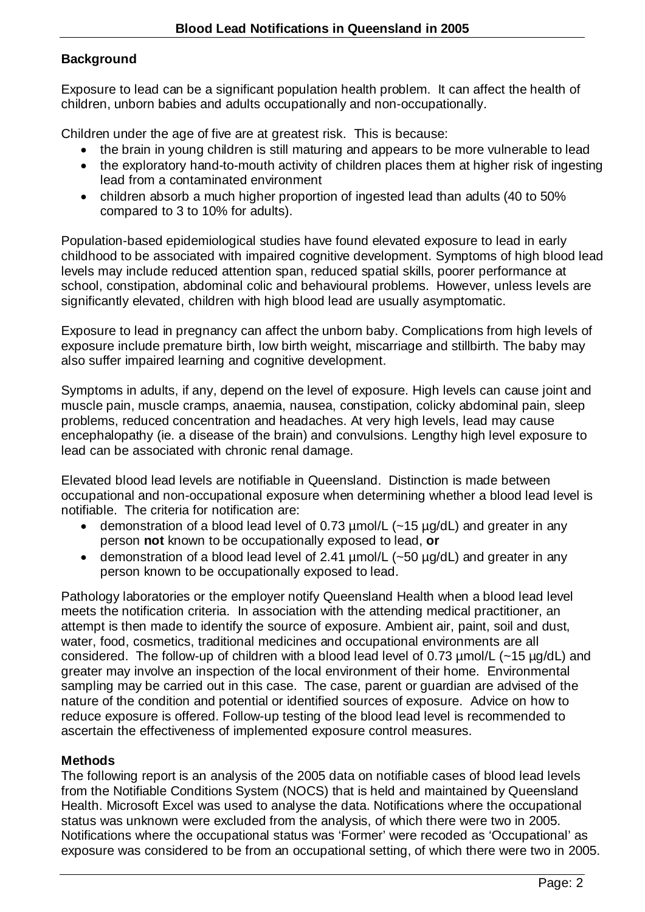## Background

Exposure to lead can be a significant population health problem. It can affect the health of children, unborn babies and adults occupationally and non-occupationally.

Children under the age of five are at greatest risk. This is because:

- the brain in young children is still maturing and appears to be more vulnerable to lead
- the exploratory hand-to-mouth activity of children places them at higher risk of ingesting lead from a contaminated environment
- children absorb a much higher proportion of ingested lead than adults (40 to 50% compared to 3 to 10% for adults).

Population-based epidemiological studies have found elevated exposure to lead in early childhood to be associated with impaired cognitive development. Symptoms of high blood lead levels may include reduced attention span, reduced spatial skills, poorer performance at school, constipation, abdominal colic and behavioural problems. However, unless levels are significantly elevated, children with high blood lead are usually asymptomatic.

Exposure to lead in pregnancy can affect the unborn baby. Complications from high levels of exposure include premature birth, low birth weight, miscarriage and stillbirth. The baby may also suffer impaired learning and cognitive development.

Symptoms in adults, if any, depend on the level of exposure. High levels can cause joint and muscle pain, muscle cramps, anaemia, nausea, constipation, colicky abdominal pain, sleep problems, reduced concentration and headaches. At very high levels, lead may cause encephalopathy (ie. a disease of the brain) and convulsions. Lengthy high level exposure to lead can be associated with chronic renal damage.

Elevated blood lead levels are notifiable in Queensland. Distinction is made between occupational and non-occupational exposure when determining whether a blood lead level is notifiable. The criteria for notification are:

- demonstration of a blood lead level of 0.73 µmol/L (~15 µg/dL) and greater in any person **not** known to be occupationally exposed to lead, **or**
- demonstration of a blood lead level of 2.41 µmol/L (~50 µg/dL) and greater in any person known to be occupationally exposed to lead.

Pathology laboratories or the employer notify Queensland Health when a blood lead level meets the notification criteria. In association with the attending medical practitioner, an attempt is then made to identify the source of exposure. Ambient air, paint, soil and dust, water, food, cosmetics, traditional medicines and occupational environments are all considered. The follow-up of children with a blood lead level of 0.73 µmol/L (~15 µg/dL) and greater may involve an inspection of the local environment of their home. Environmental sampling may be carried out in this case. The case, parent or guardian are advised of the nature of the condition and potential or identified sources of exposure. Advice on how to reduce exposure is offered. Follow-up testing of the blood lead level is recommended to ascertain the effectiveness of implemented exposure control measures.

## Methods

The following report is an analysis of the 2005 data on notifiable cases of blood lead levels from the Notifiable Conditions System (NOCS) that is held and maintained by Queensland Health. Microsoft Excel was used to analyse the data. Notifications where the occupational status was unknown were excluded from the analysis, of which there were two in 2005. Notifications where the occupational status was 'Former' were recoded as 'Occupational' as exposure was considered to be from an occupational setting, of which there were two in 2005.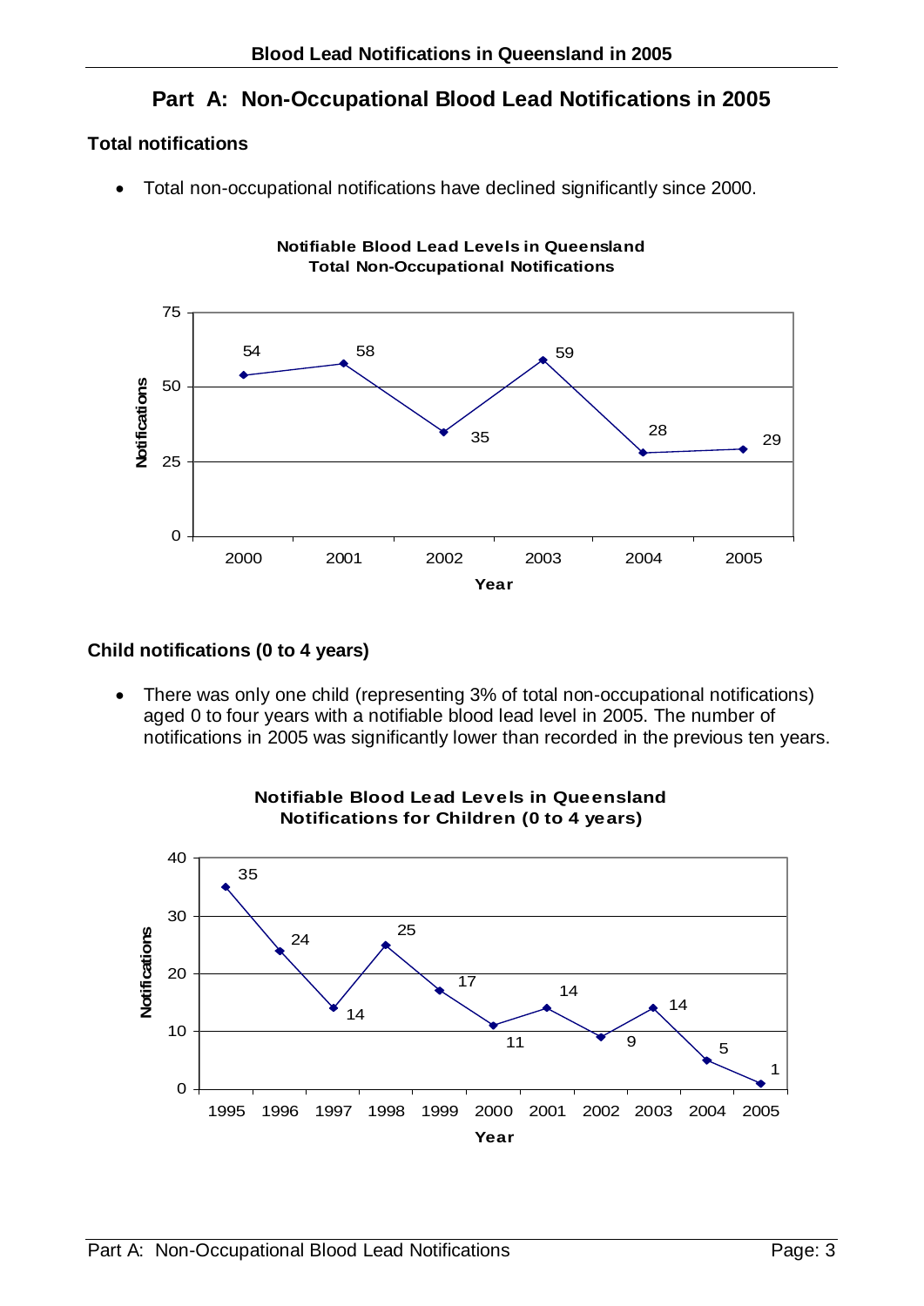# Part A: Non-Occupational Blood Lead Notifications in 2005

### Total notifications

- Total non-occupational notifications have declined significantly since 2000.

**Notifiable Blood Lead Levels in Queensland**
**Total Non-Occupational Notifications**

| Year | Notifications |
|---|---|
| 2000 | 54 |
| 2001 | 58 |
| 2002 | 35 |
| 2003 | 59 |
| 2004 | 28 |
| 2005 | 29 |

### Child notifications (0 to 4 years)

- There was only one child (representing 3% of total non-occupational notifications) aged 0 to four years with a notifiable blood lead level in 2005. The number of notifications in 2005 was significantly lower than recorded in the previous ten years.

**Notifiable Blood Lead Levels in Queensland**
**Notifications for Children (0 to 4 years)**

| Year | Notifications |
|---|---|
| 1995 | 35 |
| 1996 | 24 |
| 1997 | 14 |
| 1998 | 25 |
| 1999 | 17 |
| 2000 | 11 |
| 2001 | 14 |
| 2002 | 9 |
| 2003 | 14 |
| 2004 | 5 |
| 2005 | 1 |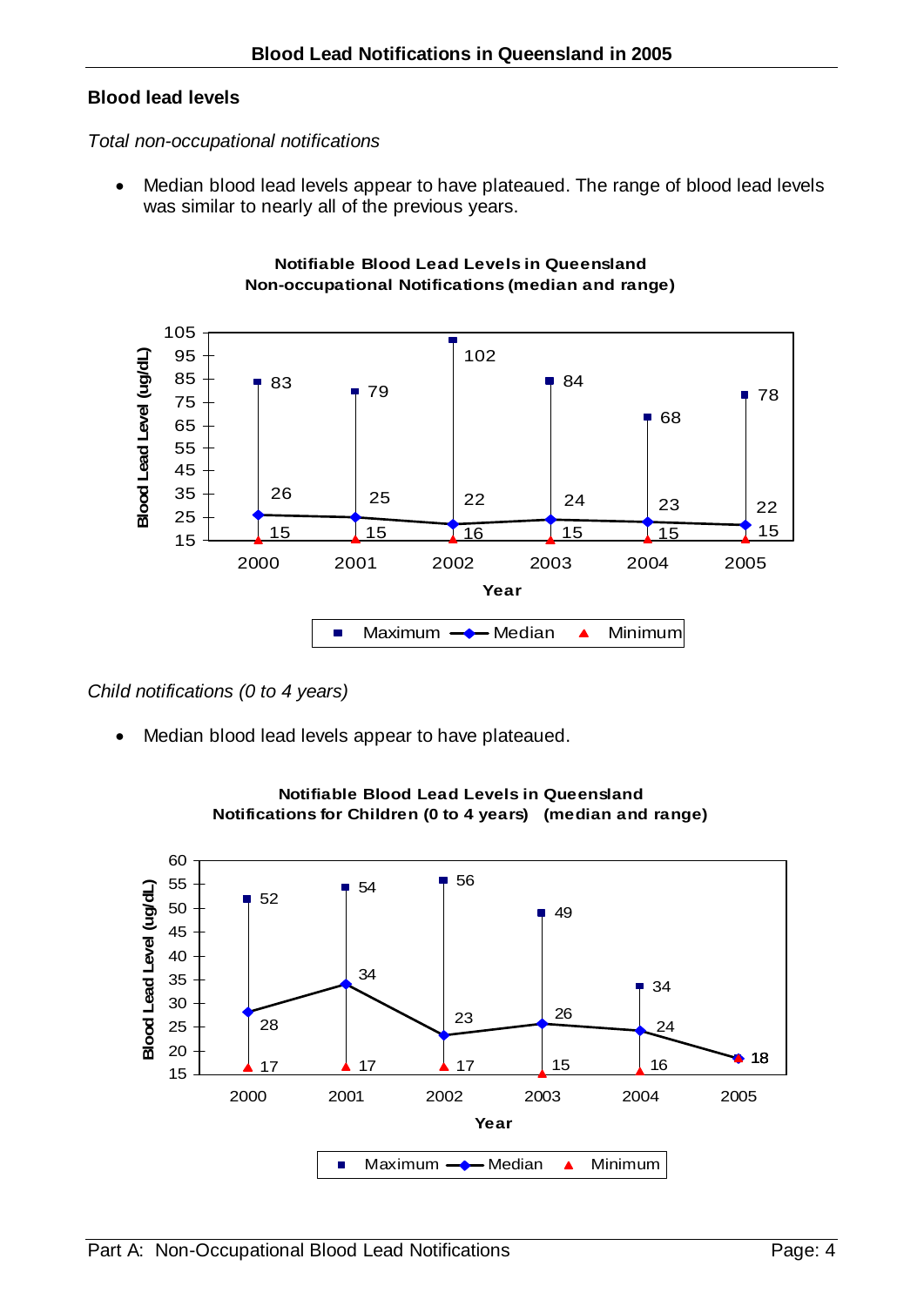## Blood lead levels

*Total non-occupational notifications*

- Median blood lead levels appear to have plateaued. The range of blood lead levels was similar to nearly all of the previous years.

**Notifiable Blood Lead Levels in Queensland**
**Non-occupational Notifications (median and range)**

| Year | Maximum | Median | Minimum |
|---|---|---|---|
| 2000 | 83 | 26 | 15 |
| 2001 | 79 | 25 | 15 |
| 2002 | 102 | 22 | 16 |
| 2003 | 84 | 24 | 15 |
| 2004 | 68 | 23 | 15 |
| 2005 | 78 | 22 | 15 |

*Child notifications (0 to 4 years)*

- Median blood lead levels appear to have plateaued.

**Notifiable Blood Lead Levels in Queensland**
**Notifications for Children (0 to 4 years) (median and range)**

| Year | Maximum | Median | Minimum |
|---|---|---|---|
| 2000 | 52 | 28 | 17 |
| 2001 | 54 | 34 | 17 |
| 2002 | 56 | 23 | 17 |
| 2003 | 49 | 26 | 15 |
| 2004 | 34 | 24 | 16 |
| 2005 | 18 | 18 | 18 |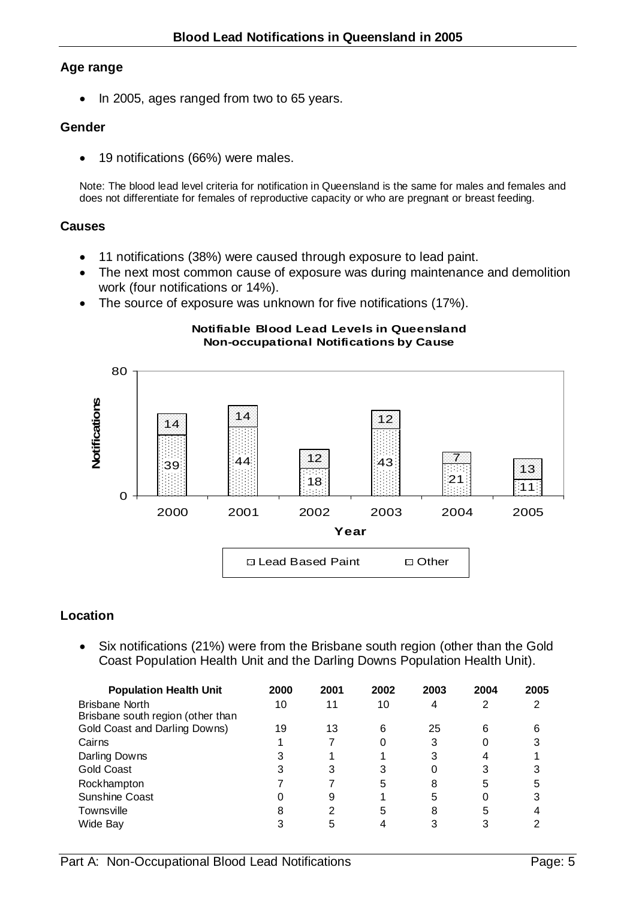### Age range

- In 2005, ages ranged from two to 65 years.

### Gender

- 19 notifications (66%) were males.

Note: The blood lead level criteria for notification in Queensland is the same for males and females and does not differentiate for females of reproductive capacity or who are pregnant or breast feeding.

### Causes

- 11 notifications (38%) were caused through exposure to lead paint.
- The next most common cause of exposure was during maintenance and demolition work (four notifications or 14%).
- The source of exposure was unknown for five notifications (17%).

**Notifiable Blood Lead Levels in Queensland**
**Non-occupational Notifications by Cause**

| Year | Lead Based Paint | Other |
|---|---|---|
| 2000 | 39 | 14 |
| 2001 | 44 | 14 |
| 2002 | 18 | 12 |
| 2003 | 43 | 12 |
| 2004 | 21 | 7 |
| 2005 | 11 | 13 |

### Location

- Six notifications (21%) were from the Brisbane south region (other than the Gold Coast Population Health Unit and the Darling Downs Population Health Unit).

| Population Health Unit | 2000 | 2001 | 2002 | 2003 | 2004 | 2005 |
|---|---|---|---|---|---|---|
| Brisbane North | 10 | 11 | 10 | 4 | 2 | 2 |
| Brisbane south region (other than Gold Coast and Darling Downs) | 19 | 13 | 6 | 25 | 6 | 6 |
| Cairns | 1 | 7 | 0 | 3 | 0 | 3 |
| Darling Downs | 3 | 1 | 1 | 3 | 4 | 1 |
| Gold Coast | 3 | 3 | 3 | 0 | 3 | 3 |
| Rockhampton | 7 | 7 | 5 | 8 | 5 | 5 |
| Sunshine Coast | 0 | 9 | 1 | 5 | 0 | 3 |
| Townsville | 8 | 2 | 5 | 8 | 5 | 4 |
| Wide Bay | 3 | 5 | 4 | 3 | 3 | 2 |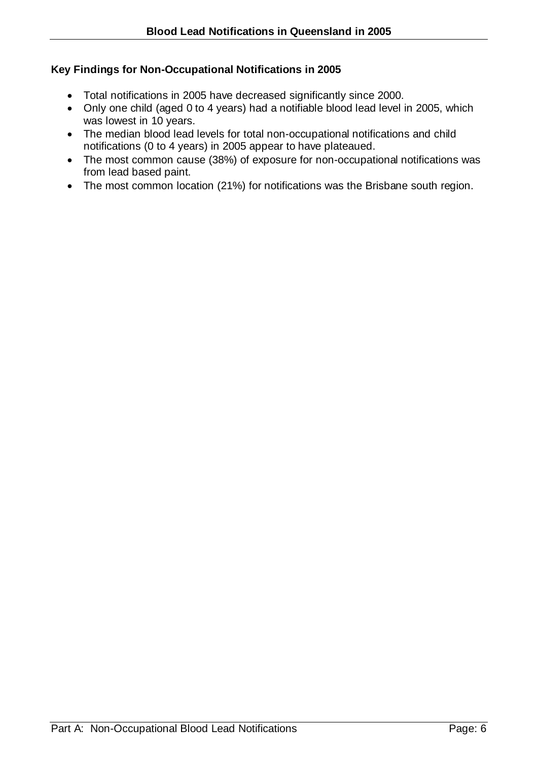### Key Findings for Non-Occupational Notifications in 2005

- Total notifications in 2005 have decreased significantly since 2000.
- Only one child (aged 0 to 4 years) had a notifiable blood lead level in 2005, which was lowest in 10 years.
- The median blood lead levels for total non-occupational notifications and child notifications (0 to 4 years) in 2005 appear to have plateaued.
- The most common cause (38%) of exposure for non-occupational notifications was from lead based paint.
- The most common location (21%) for notifications was the Brisbane south region.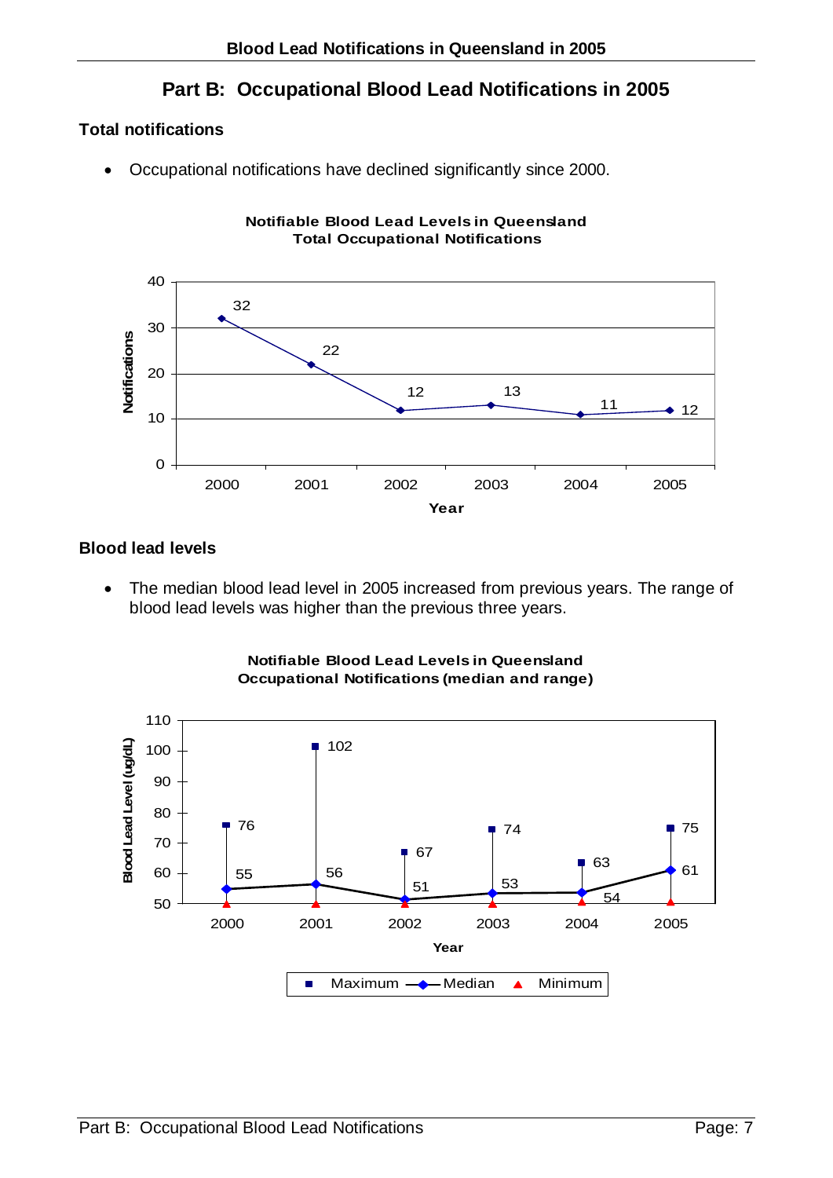# Part B: Occupational Blood Lead Notifications in 2005

### Total notifications

- Occupational notifications have declined significantly since 2000.

**Notifiable Blood Lead Levels in Queensland**
**Total Occupational Notifications**

| Year | Notifications |
|---|---|
| 2000 | 32 |
| 2001 | 22 |
| 2002 | 12 |
| 2003 | 13 |
| 2004 | 11 |
| 2005 | 12 |

### Blood lead levels

- The median blood lead level in 2005 increased from previous years. The range of blood lead levels was higher than the previous three years.

**Notifiable Blood Lead Levels in Queensland**
**Occupational Notifications (median and range)**

| Year | Maximum (ug/dL) | Median (ug/dL) |
|---|---|---|
| 2000 | 76 | 55 |
| 2001 | 102 | 56 |
| 2002 | 67 | 51 |
| 2003 | 74 | 53 |
| 2004 | 63 | 54 |
| 2005 | 75 | 61 |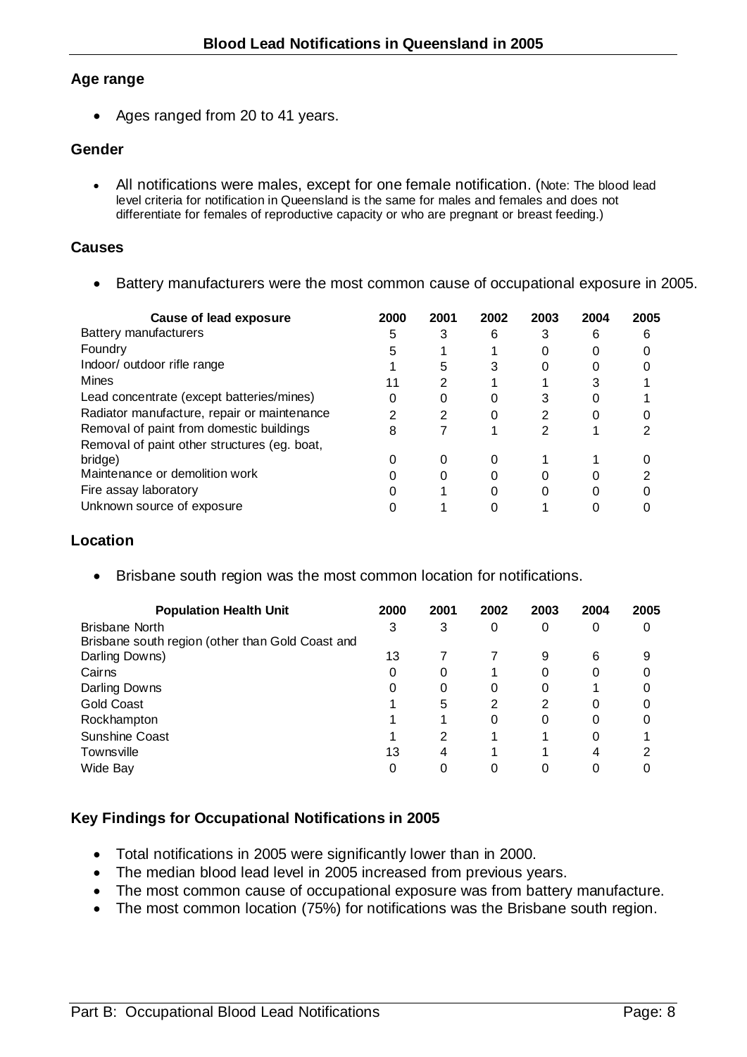## Age range

- Ages ranged from 20 to 41 years.

## Gender

- All notifications were males, except for one female notification. (Note: The blood lead level criteria for notification in Queensland is the same for males and females and does not differentiate for females of reproductive capacity or who are pregnant or breast feeding.)

## Causes

- Battery manufacturers were the most common cause of occupational exposure in 2005.

| Cause of lead exposure | 2000 | 2001 | 2002 | 2003 | 2004 | 2005 |
|---|---|---|---|---|---|---|
| Battery manufacturers | 5 | 3 | 6 | 3 | 6 | 6 |
| Foundry | 5 | 1 | 1 | 0 | 0 | 0 |
| Indoor/ outdoor rifle range | 1 | 5 | 3 | 0 | 0 | 0 |
| Mines | 11 | 2 | 1 | 1 | 3 | 1 |
| Lead concentrate (except batteries/mines) | 0 | 0 | 0 | 3 | 0 | 1 |
| Radiator manufacture, repair or maintenance | 2 | 2 | 0 | 2 | 0 | 0 |
| Removal of paint from domestic buildings | 8 | 7 | 1 | 2 | 1 | 2 |
| Removal of paint other structures (eg. boat, bridge) | 0 | 0 | 0 | 1 | 1 | 0 |
| Maintenance or demolition work | 0 | 0 | 0 | 0 | 0 | 2 |
| Fire assay laboratory | 0 | 1 | 0 | 0 | 0 | 0 |
| Unknown source of exposure | 0 | 1 | 0 | 1 | 0 | 0 |

## Location

- Brisbane south region was the most common location for notifications.

| Population Health Unit | 2000 | 2001 | 2002 | 2003 | 2004 | 2005 |
|---|---|---|---|---|---|---|
| Brisbane North | 3 | 3 | 0 | 0 | 0 | 0 |
| Brisbane south region (other than Gold Coast and Darling Downs) | 13 | 7 | 7 | 9 | 6 | 9 |
| Cairns | 0 | 0 | 1 | 0 | 0 | 0 |
| Darling Downs | 0 | 0 | 0 | 0 | 1 | 0 |
| Gold Coast | 1 | 5 | 2 | 2 | 0 | 0 |
| Rockhampton | 1 | 1 | 0 | 0 | 0 | 0 |
| Sunshine Coast | 1 | 2 | 1 | 1 | 0 | 1 |
| Townsville | 13 | 4 | 1 | 1 | 4 | 2 |
| Wide Bay | 0 | 0 | 0 | 0 | 0 | 0 |

## Key Findings for Occupational Notifications in 2005

- Total notifications in 2005 were significantly lower than in 2000.
- The median blood lead level in 2005 increased from previous years.
- The most common cause of occupational exposure was from battery manufacture.
- The most common location (75%) for notifications was the Brisbane south region.